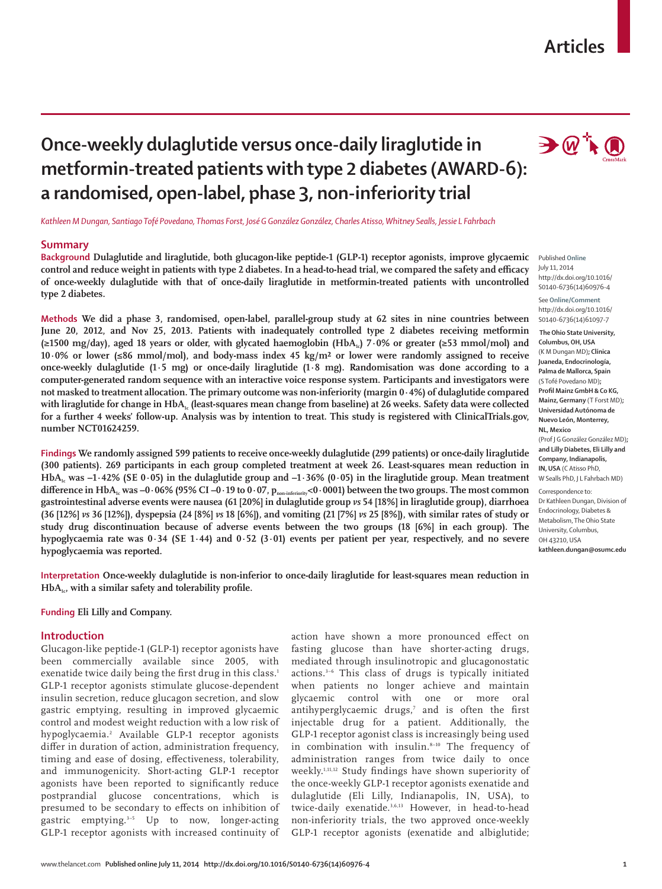# Once-weekly dulaglutide versus once-daily liraglutide in metformin-treated patients with type 2 diabetes (AWARD-6): a randomised, open-label, phase 3, non-inferiority trial

*Kathleen M Dungan, Santiago Tofé Povedano, Thomas Forst, José G González González, Charles Atisso, Whitney Sealls, Jessie L Fahrbach*

## Summary

**Background** Dulaglutide and liraglutide, both glucagon-like peptide-1 (GLP-1) receptor agonists, improve glycaemic control and reduce weight in patients with type 2 diabetes. In a head-to-head trial, we compared the safety and efficacy of once-weekly dulaglutide with that of once-daily liraglutide in metformin-treated patients with uncontrolled type 2 diabetes.

**Methods** We did a phase 3, randomised, open-label, parallel-group study at 62 sites in nine countries between June 20, 2012, and Nov 25, 2013. Patients with inadequately controlled type 2 diabetes receiving metformin (≥1500 mg/day), aged 18 years or older, with glycated haemoglobin ($HbA_{1c}$) 7·0% or greater (≥53 mmol/mol) and 10·0% or lower (≤86 mmol/mol), and body-mass index 45 kg/m² or lower were randomly assigned to receive once-weekly dulaglutide (1·5 mg) or once-daily liraglutide (1·8 mg). Randomisation was done according to a computer-generated random sequence with an interactive voice response system. Participants and investigators were not masked to treatment allocation. The primary outcome was non-inferiority (margin 0·4%) of dulaglutide compared with liraglutide for change in $HbA_{1c}$ (least-squares mean change from baseline) at 26 weeks. Safety data were collected for a further 4 weeks' follow-up. Analysis was by intention to treat. This study is registered with ClinicalTrials.gov, number NCT01624259.

**Findings** We randomly assigned 599 patients to receive once-weekly dulaglutide (299 patients) or once-daily liraglutide (300 patients). 269 participants in each group completed treatment at week 26. Least-squares mean reduction in $HbA_{1c}$ was –1·42% (SE 0·05) in the dulaglutide group and –1·36% (0·05) in the liraglutide group. Mean treatment difference in $HbA_{1c}$ was –0·06% (95% CI –0·19 to 0·07, $p_{non\text{-}inferiority}<0·0001$) between the two groups. The most common gastrointestinal adverse events were nausea (61 [20%] in dulaglutide group *vs* 54 [18%] in liraglutide group), diarrhoea (36 [12%] *vs* 36 [12%]), dyspepsia (24 [8%] *vs* 18 [6%]), and vomiting (21 [7%] *vs* 25 [8%]), with similar rates of study or study drug discontinuation because of adverse events between the two groups (18 [6%] in each group). The hypoglycaemia rate was 0·34 (SE 1·44) and 0·52 (3·01) events per patient per year, respectively, and no severe hypoglycaemia was reported.

**Interpretation** Once-weekly dulaglutide is non-inferior to once-daily liraglutide for least-squares mean reduction in $HbA_{1c}$, with a similar safety and tolerability profile.

**Funding** Eli Lilly and Company.

Published Online July 11, 2014 http://dx.doi.org/10.1016/S0140-6736(14)60976-4

See Online/Comment http://dx.doi.org/10.1016/S0140-6736(14)61097-7

The Ohio State University, Columbus, OH, USA (K M Dungan MD); Clínica Juaneda, Endocrinología, Palma de Mallorca, Spain (S Tofé Povedano MD); Profil Mainz GmbH & Co KG, Mainz, Germany (T Forst MD); Universidad Autónoma de Nuevo León, Monterrey, NL, Mexico (Prof J G González González MD); and Lilly Diabetes, Eli Lilly and Company, Indianapolis, IN, USA (C Atisso PhD, W Sealls PhD, J L Fahrbach MD)

Correspondence to: Dr Kathleen Dungan, Division of Endocrinology, Diabetes & Metabolism, The Ohio State University, Columbus, OH 43210, USA kathleen.dungan@osumc.edu

## Introduction

Glucagon-like peptide-1 (GLP-1) receptor agonists have been commercially available since 2005, with exenatide twice daily being the first drug in this class.[1] GLP-1 receptor agonists stimulate glucose-dependent insulin secretion, reduce glucagon secretion, and slow gastric emptying, resulting in improved glycaemic control and modest weight reduction with a low risk of hypoglycaemia.[2] Available GLP-1 receptor agonists differ in duration of action, administration frequency, timing and ease of dosing, effectiveness, tolerability, and immunogenicity. Short-acting GLP-1 receptor agonists have been reported to significantly reduce postprandial glucose concentrations, which is presumed to be secondary to effects on inhibition of gastric emptying.[3–5] Up to now, longer-acting GLP-1 receptor agonists with increased continuity of action have shown a more pronounced effect on fasting glucose than have shorter-acting drugs, mediated through insulinotropic and glucagonostatic actions.[3–6] This class of drugs is typically initiated when patients no longer achieve and maintain glycaemic control with one or more oral antihyperglycaemic drugs,[7] and is often the first injectable drug for a patient. Additionally, the GLP-1 receptor agonist class is increasingly being used in combination with insulin.[8–10] The frequency of administration ranges from twice daily to once weekly.[1,11,12] Study findings have shown superiority of the once-weekly GLP-1 receptor agonists exenatide and dulaglutide (Eli Lilly, Indianapolis, IN, USA), to twice-daily exenatide.[3,6,13] However, in head-to-head non-inferiority trials, the two approved once-weekly GLP-1 receptor agonists (exenatide and albiglutide;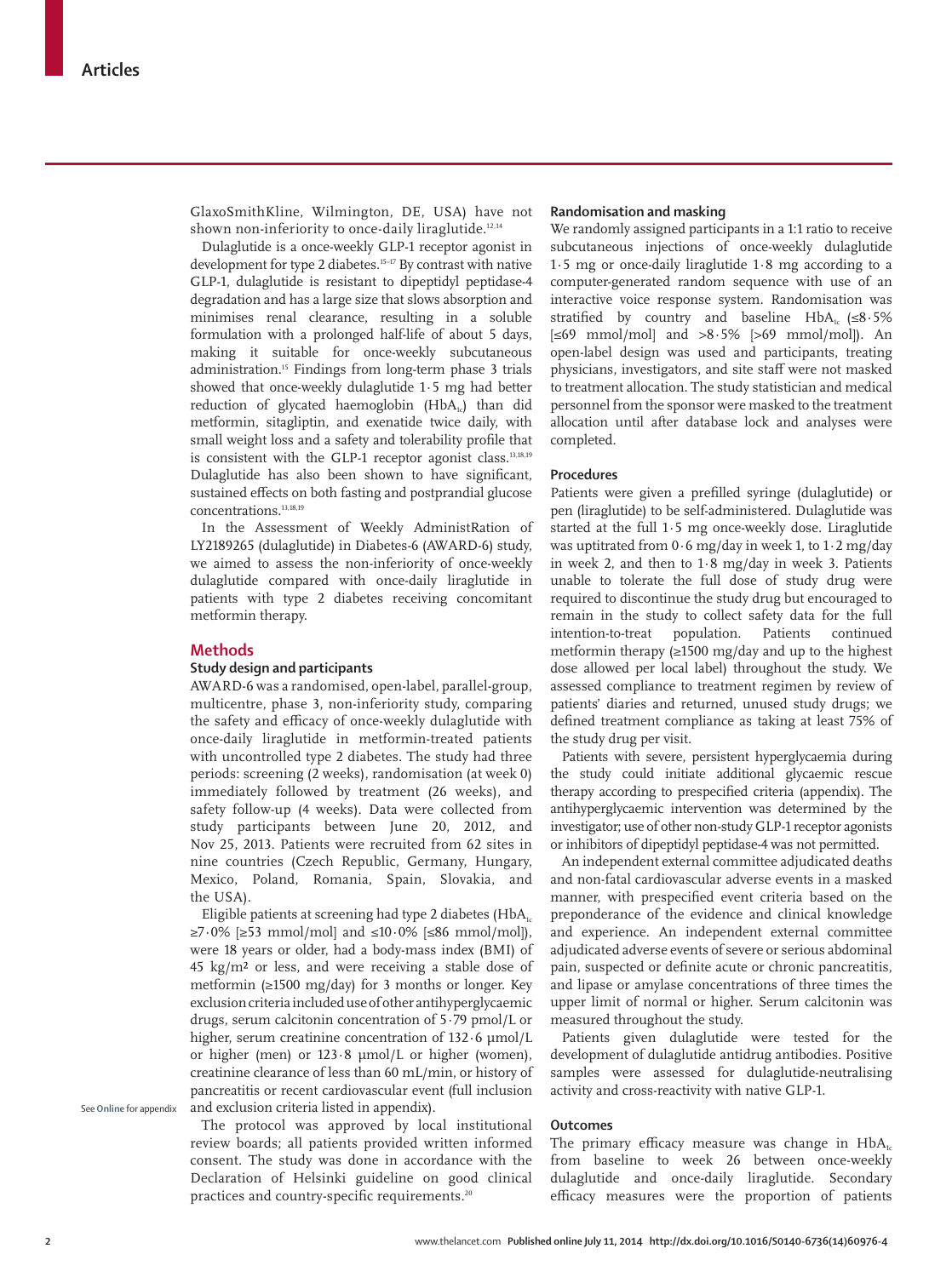GlaxoSmithKline, Wilmington, DE, USA) have not shown non-inferiority to once-daily liraglutide.[12,14]

Dulaglutide is a once-weekly GLP-1 receptor agonist in development for type 2 diabetes.[15–17] By contrast with native GLP-1, dulaglutide is resistant to dipeptidyl peptidase-4 degradation and has a large size that slows absorption and minimises renal clearance, resulting in a soluble formulation with a prolonged half-life of about 5 days, making it suitable for once-weekly subcutaneous administration.[15] Findings from long-term phase 3 trials showed that once-weekly dulaglutide 1·5 mg had better reduction of glycated haemoglobin ($HbA_{1c}$) than did metformin, sitagliptin, and exenatide twice daily, with small weight loss and a safety and tolerability profile that is consistent with the GLP-1 receptor agonist class.[13,18,19] Dulaglutide has also been shown to have significant, sustained effects on both fasting and postprandial glucose concentrations.[13,18,19]

In the Assessment of Weekly AdministRation of LY2189265 (dulaglutide) in Diabetes-6 (AWARD-6) study, we aimed to assess the non-inferiority of once-weekly dulaglutide compared with once-daily liraglutide in patients with type 2 diabetes receiving concomitant metformin therapy.

## Methods

### Study design and participants

AWARD-6 was a randomised, open-label, parallel-group, multicentre, phase 3, non-inferiority study, comparing the safety and efficacy of once-weekly dulaglutide with once-daily liraglutide in metformin-treated patients with uncontrolled type 2 diabetes. The study had three periods: screening (2 weeks), randomisation (at week 0) immediately followed by treatment (26 weeks), and safety follow-up (4 weeks). Data were collected from study participants between June 20, 2012, and Nov 25, 2013. Patients were recruited from 62 sites in nine countries (Czech Republic, Germany, Hungary, Mexico, Poland, Romania, Spain, Slovakia, and the USA).

Eligible patients at screening had type 2 diabetes ($HbA_{1c}$ ≥7·0% [≥53 mmol/mol] and ≤10·0% [≤86 mmol/mol]), were 18 years or older, had a body-mass index (BMI) of 45 kg/m² or less, and were receiving a stable dose of metformin (≥1500 mg/day) for 3 months or longer. Key exclusion criteria included use of other antihyperglycaemic drugs, serum calcitonin concentration of 5·79 pmol/L or higher, serum creatinine concentration of 132·6 μmol/L or higher (men) or 123·8 μmol/L or higher (women), creatinine clearance of less than 60 mL/min, or history of pancreatitis or recent cardiovascular event (full inclusion and exclusion criteria listed in appendix).

See **Online** for appendix

The protocol was approved by local institutional review boards; all patients provided written informed consent. The study was done in accordance with the Declaration of Helsinki guideline on good clinical practices and country-specific requirements.[20]

### Randomisation and masking

We randomly assigned participants in a 1:1 ratio to receive subcutaneous injections of once-weekly dulaglutide 1·5 mg or once-daily liraglutide 1·8 mg according to a computer-generated random sequence with use of an interactive voice response system. Randomisation was stratified by country and baseline $HbA_{1c}$ (≤8·5% [≤69 mmol/mol] and >8·5% [>69 mmol/mol]). An open-label design was used and participants, treating physicians, investigators, and site staff were not masked to treatment allocation. The study statistician and medical personnel from the sponsor were masked to the treatment allocation until after database lock and analyses were completed.

### Procedures

Patients were given a prefilled syringe (dulaglutide) or pen (liraglutide) to be self-administered. Dulaglutide was started at the full 1·5 mg once-weekly dose. Liraglutide was uptitrated from 0·6 mg/day in week 1, to 1·2 mg/day in week 2, and then to 1·8 mg/day in week 3. Patients unable to tolerate the full dose of study drug were required to discontinue the study drug but encouraged to remain in the study to collect safety data for the full intention-to-treat population. Patients continued metformin therapy (≥1500 mg/day and up to the highest dose allowed per local label) throughout the study. We assessed compliance to treatment regimen by review of patients' diaries and returned, unused study drugs; we defined treatment compliance as taking at least 75% of the study drug per visit.

Patients with severe, persistent hyperglycaemia during the study could initiate additional glycaemic rescue therapy according to prespecified criteria (appendix). The antihyperglycaemic intervention was determined by the investigator; use of other non-study GLP-1 receptor agonists or inhibitors of dipeptidyl peptidase-4 was not permitted.

An independent external committee adjudicated deaths and non-fatal cardiovascular adverse events in a masked manner, with prespecified event criteria based on the preponderance of the evidence and clinical knowledge and experience. An independent external committee adjudicated adverse events of severe or serious abdominal pain, suspected or definite acute or chronic pancreatitis, and lipase or amylase concentrations of three times the upper limit of normal or higher. Serum calcitonin was measured throughout the study.

Patients given dulaglutide were tested for the development of dulaglutide antidrug antibodies. Positive samples were assessed for dulaglutide-neutralising activity and cross-reactivity with native GLP-1.

### Outcomes

The primary efficacy measure was change in $HbA_{1c}$ from baseline to week 26 between once-weekly dulaglutide and once-daily liraglutide. Secondary efficacy measures were the proportion of patients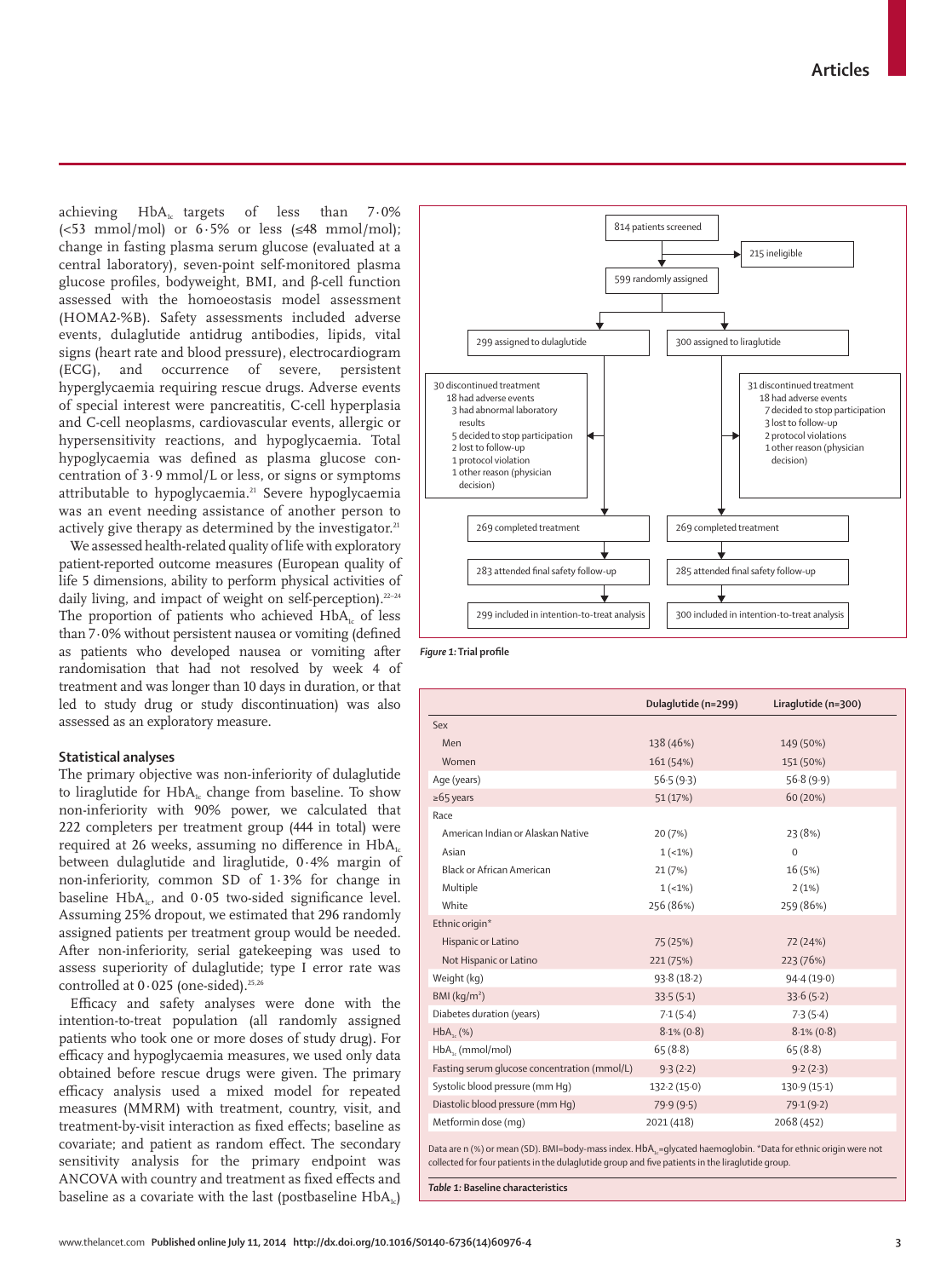achieving $HbA_{1c}$ targets of less than 7·0% (<53 mmol/mol) or 6·5% or less (≤48 mmol/mol); change in fasting plasma serum glucose (evaluated at a central laboratory), seven-point self-monitored plasma glucose profiles, bodyweight, BMI, and β-cell function assessed with the homoeostasis model assessment (HOMA2-%B). Safety assessments included adverse events, dulaglutide antidrug antibodies, lipids, vital signs (heart rate and blood pressure), electrocardiogram (ECG), and occurrence of severe, persistent hyperglycaemia requiring rescue drugs. Adverse events of special interest were pancreatitis, C-cell hyperplasia and C-cell neoplasms, cardiovascular events, allergic or hypersensitivity reactions, and hypoglycaemia. Total hypoglycaemia was defined as plasma glucose concentration of 3·9 mmol/L or less, or signs or symptoms attributable to hypoglycaemia.[21] Severe hypoglycaemia was an event needing assistance of another person to actively give therapy as determined by the investigator.[21]

We assessed health-related quality of life with exploratory patient-reported outcome measures (European quality of life 5 dimensions, ability to perform physical activities of daily living, and impact of weight on self-perception).[22–24] The proportion of patients who achieved $HbA_{1c}$ of less than 7·0% without persistent nausea or vomiting (defined as patients who developed nausea or vomiting after randomisation that had not resolved by week 4 of treatment and was longer than 10 days in duration, or that led to study drug or study discontinuation) was also assessed as an exploratory measure.

### Statistical analyses

The primary objective was non-inferiority of dulaglutide to liraglutide for $HbA_{1c}$ change from baseline. To show non-inferiority with 90% power, we calculated that 222 completers per treatment group (444 in total) were required at 26 weeks, assuming no difference in $HbA_{1c}$ between dulaglutide and liraglutide, 0·4% margin of non-inferiority, common SD of 1·3% for change in baseline $HbA_{1c}$, and 0·05 two-sided significance level. Assuming 25% dropout, we estimated that 296 randomly assigned patients per treatment group would be needed. After non-inferiority, serial gatekeeping was used to assess superiority of dulaglutide; type I error rate was controlled at 0·025 (one-sided).[25,26]

Efficacy and safety analyses were done with the intention-to-treat population (all randomly assigned patients who took one or more doses of study drug). For efficacy and hypoglycaemia measures, we used only data obtained before rescue drugs were given. The primary efficacy analysis used a mixed model for repeated measures (MMRM) with treatment, country, visit, and treatment-by-visit interaction as fixed effects; baseline as covariate; and patient as random effect. The secondary sensitivity analysis for the primary endpoint was ANCOVA with country and treatment as fixed effects and baseline as a covariate with the last (postbaseline $HbA_{1c}$)

814 patients screened
→ 215 ineligible

599 randomly assigned

299 assigned to dulaglutide
- 30 discontinued treatment
  - 18 had adverse events
  - 3 had abnormal laboratory results
  - 5 decided to stop participation
  - 2 lost to follow-up
  - 1 protocol violation
  - 1 other reason (physician decision)
- 269 completed treatment
- 283 attended final safety follow-up
- 299 included in intention-to-treat analysis

300 assigned to liraglutide
- 31 discontinued treatment
  - 18 had adverse events
  - 7 decided to stop participation
  - 3 lost to follow-up
  - 2 protocol violations
  - 1 other reason (physician decision)
- 269 completed treatment
- 285 attended final safety follow-up
- 300 included in intention-to-treat analysis

*Figure 1:* **Trial profile**

| | Dulaglutide (n=299) | Liraglutide (n=300) |
|---|---|---|
| Sex | | |
| Men | 138 (46%) | 149 (50%) |
| Women | 161 (54%) | 151 (50%) |
| Age (years) | 56·5 (9·3) | 56·8 (9·9) |
| ≥65 years | 51 (17%) | 60 (20%) |
| Race | | |
| American Indian or Alaskan Native | 20 (7%) | 23 (8%) |
| Asian | 1 (<1%) | 0 |
| Black or African American | 21 (7%) | 16 (5%) |
| Multiple | 1 (<1%) | 2 (1%) |
| White | 256 (86%) | 259 (86%) |
| Ethnic origin* | | |
| Hispanic or Latino | 75 (25%) | 72 (24%) |
| Not Hispanic or Latino | 221 (75%) | 223 (76%) |
| Weight (kg) | 93·8 (18·2) | 94·4 (19·0) |
| BMI (kg/m²) | 33·5 (5·1) | 33·6 (5·2) |
| Diabetes duration (years) | 7·1 (5·4) | 7·3 (5·4) |
| $HbA_{1c}$ (%) | 8·1% (0·8) | 8·1% (0·8) |
| $HbA_{1c}$ (mmol/mol) | 65 (8·8) | 65 (8·8) |
| Fasting serum glucose concentration (mmol/L) | 9·3 (2·2) | 9·2 (2·3) |
| Systolic blood pressure (mm Hg) | 132·2 (15·0) | 130·9 (15·1) |
| Diastolic blood pressure (mm Hg) | 79·9 (9·5) | 79·1 (9·2) |
| Metformin dose (mg) | 2021 (418) | 2068 (452) |

Data are n (%) or mean (SD). BMI=body-mass index. $HbA_{1c}$=glycated haemoglobin. *Data for ethnic origin were not collected for four patients in the dulaglutide group and five patients in the liraglutide group.

*Table 1:* **Baseline characteristics**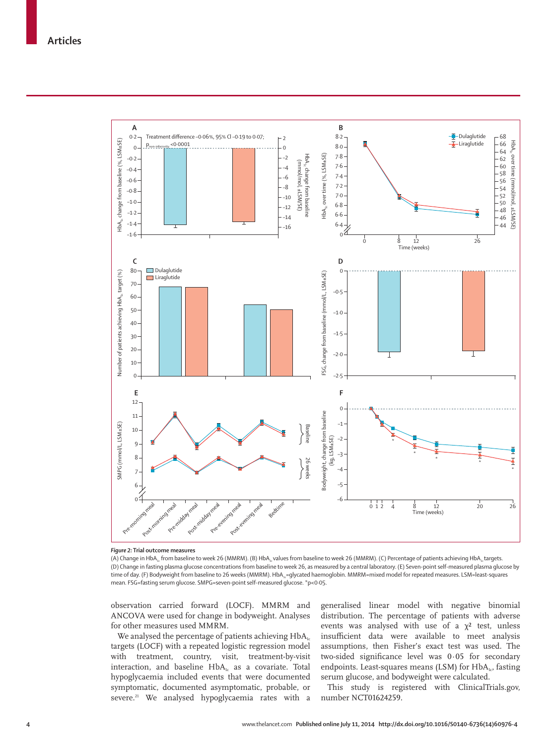Figure 2: Trial outcome measures

(A) Change in $HbA_{1c}$ from baseline to week 26 (MMRM). (B) $HbA_{1c}$ values from baseline to week 26 (MMRM). (C) Percentage of patients achieving $HbA_{1c}$ targets. (D) Change in fasting plasma glucose concentrations from baseline to week 26, as measured by a central laboratory. (E) Seven-point self-measured plasma glucose by time of day. (F) Bodyweight from baseline to 26 weeks (MMRM). $HbA_{1c}$=glycated haemoglobin. MMRM=mixed model for repeated measures. LSM=least-squares mean. FSG=fasting serum glucose. SMPG=seven-point self-measured glucose. *p<0·05.

observation carried forward (LOCF). MMRM and ANCOVA were used for change in bodyweight. Analyses for other measures used MMRM.

We analysed the percentage of patients achieving $HbA_{1c}$ targets (LOCF) with a repeated logistic regression model with treatment, country, visit, treatment-by-visit interaction, and baseline $HbA_{1c}$ as a covariate. Total hypoglycaemia included events that were documented symptomatic, documented asymptomatic, probable, or severe.[21] We analysed hypoglycaemia rates with a generalised linear model with negative binomial distribution. The percentage of patients with adverse events was analysed with use of a $\chi^2$ test, unless insufficient data were available to meet analysis assumptions, then Fisher's exact test was used. The two-sided significance level was 0·05 for secondary endpoints. Least-squares means (LSM) for $HbA_{1c}$, fasting serum glucose, and bodyweight were calculated.

This study is registered with ClinicalTrials.gov, number NCT01624259.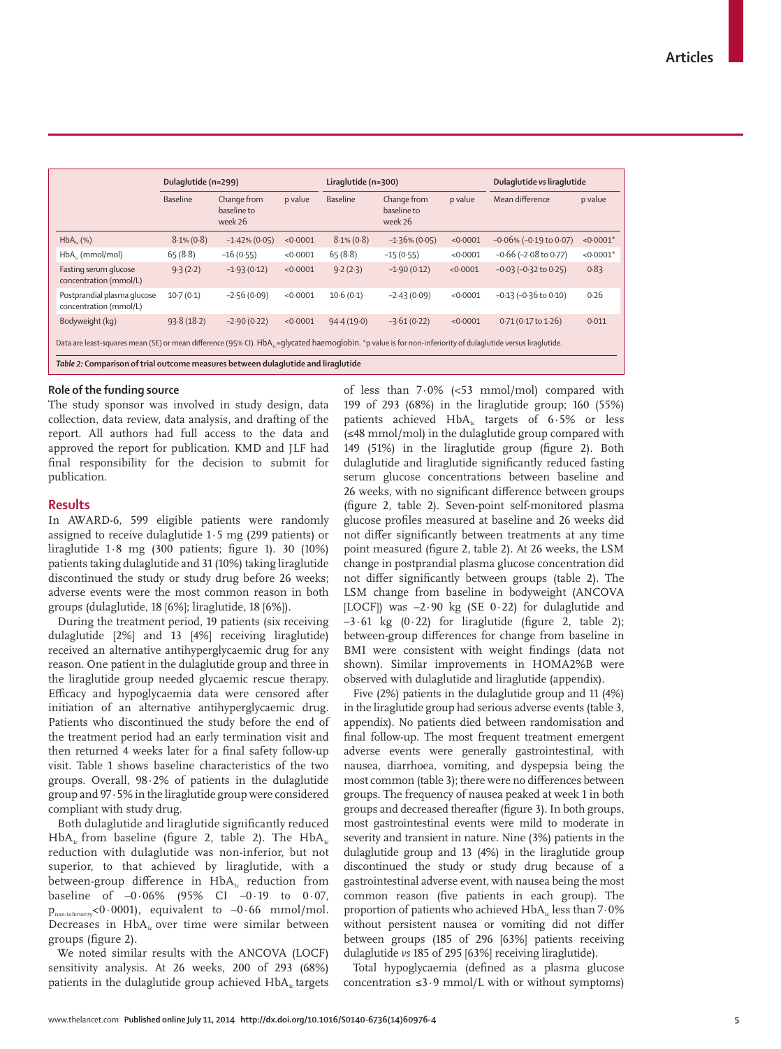| | Dulaglutide (n=299) | | | Liraglutide (n=300) | | | Dulaglutide vs liraglutide | |
|---|---|---|---|---|---|---|---|---|
| | Baseline | Change from baseline to week 26 | p value | Baseline | Change from baseline to week 26 | p value | Mean difference | p value |
| $HbA_{1c}$ (%) | 8·1% (0·8) | −1·42% (0·05) | <0·0001 | 8·1% (0·8) | −1·36% (0·05) | <0·0001 | −0·06% (−0·19 to 0·07) | <0·0001* |
| $HbA_{1c}$ (mmol/mol) | 65 (8·8) | −16 (0·55) | <0·0001 | 65 (8·8) | −15 (0·55) | <0·0001 | −0·66 (−2·08 to 0·77) | <0·0001* |
| Fasting serum glucose concentration (mmol/L) | 9·3 (2·2) | −1·93 (0·12) | <0·0001 | 9·2 (2·3) | −1·90 (0·12) | <0·0001 | −0·03 (−0·32 to 0·25) | 0·83 |
| Postprandial plasma glucose concentration (mmol/L) | 10·7 (0·1) | −2·56 (0·09) | <0·0001 | 10·6 (0·1) | −2·43 (0·09) | <0·0001 | −0·13 (−0·36 to 0·10) | 0·26 |
| Bodyweight (kg) | 93·8 (18·2) | −2·90 (0·22) | <0·0001 | 94·4 (19·0) | −3·61 (0·22) | <0·0001 | 0·71 (0·17 to 1·26) | 0·011 |

Data are least-squares mean (SE) or mean difference (95% CI). $HbA_{1c}$=glycated haemoglobin. *p value is for non-inferiority of dulaglutide versus liraglutide.

*Table 2:* **Comparison of trial outcome measures between dulaglutide and liraglutide**

## Role of the funding source

The study sponsor was involved in study design, data collection, data review, data analysis, and drafting of the report. All authors had full access to the data and approved the report for publication. KMD and JLF had final responsibility for the decision to submit for publication.

## Results

In AWARD-6, 599 eligible patients were randomly assigned to receive dulaglutide 1·5 mg (299 patients) or liraglutide 1·8 mg (300 patients; figure 1). 30 (10%) patients taking dulaglutide and 31 (10%) taking liraglutide discontinued the study or study drug before 26 weeks; adverse events were the most common reason in both groups (dulaglutide, 18 [6%]; liraglutide, 18 [6%]).

During the treatment period, 19 patients (six receiving dulaglutide [2%] and 13 [4%] receiving liraglutide) received an alternative antihyperglycaemic drug for any reason. One patient in the dulaglutide group and three in the liraglutide group needed glycaemic rescue therapy. Efficacy and hypoglycaemia data were censored after initiation of an alternative antihyperglycaemic drug. Patients who discontinued the study before the end of the treatment period had an early termination visit and then returned 4 weeks later for a final safety follow-up visit. Table 1 shows baseline characteristics of the two groups. Overall, 98·2% of patients in the dulaglutide group and 97·5% in the liraglutide group were considered compliant with study drug.

Both dulaglutide and liraglutide significantly reduced $HbA_{1c}$ from baseline (figure 2, table 2). The $HbA_{1c}$ reduction with dulaglutide was non-inferior, but not superior, to that achieved by liraglutide, with a between-group difference in $HbA_{1c}$ reduction from baseline of −0·06% (95% CI −0·19 to 0·07, $p_{non\text{-}inferiority}$<0·0001), equivalent to −0·66 mmol/mol. Decreases in $HbA_{1c}$ over time were similar between groups (figure 2).

We noted similar results with the ANCOVA (LOCF) sensitivity analysis. At 26 weeks, 200 of 293 (68%) patients in the dulaglutide group achieved $HbA_{1c}$ targets of less than 7·0% (<53 mmol/mol) compared with 199 of 293 (68%) in the liraglutide group; 160 (55%) patients achieved $HbA_{1c}$ targets of 6·5% or less (≤48 mmol/mol) in the dulaglutide group compared with 149 (51%) in the liraglutide group (figure 2). Both dulaglutide and liraglutide significantly reduced fasting serum glucose concentrations between baseline and 26 weeks, with no significant difference between groups (figure 2, table 2). Seven-point self-monitored plasma glucose profiles measured at baseline and 26 weeks did not differ significantly between treatments at any time point measured (figure 2, table 2). At 26 weeks, the LSM change in postprandial plasma glucose concentration did not differ significantly between groups (table 2). The LSM change from baseline in bodyweight (ANCOVA [LOCF]) was −2·90 kg (SE 0·22) for dulaglutide and −3·61 kg (0·22) for liraglutide (figure 2, table 2); between-group differences for change from baseline in BMI were consistent with weight findings (data not shown). Similar improvements in HOMA2%B were observed with dulaglutide and liraglutide (appendix).

Five (2%) patients in the dulaglutide group and 11 (4%) in the liraglutide group had serious adverse events (table 3, appendix). No patients died between randomisation and final follow-up. The most frequent treatment emergent adverse events were generally gastrointestinal, with nausea, diarrhoea, vomiting, and dyspepsia being the most common (table 3); there were no differences between groups. The frequency of nausea peaked at week 1 in both groups and decreased thereafter (figure 3). In both groups, most gastrointestinal events were mild to moderate in severity and transient in nature. Nine (3%) patients in the dulaglutide group and 13 (4%) in the liraglutide group discontinued the study or study drug because of a gastrointestinal adverse event, with nausea being the most common reason (five patients in each group). The proportion of patients who achieved $HbA_{1c}$ less than 7·0% without persistent nausea or vomiting did not differ between groups (185 of 296 [63%] patients receiving dulaglutide *vs* 185 of 295 [63%] receiving liraglutide).

Total hypoglycaemia (defined as a plasma glucose concentration ≤3·9 mmol/L with or without symptoms)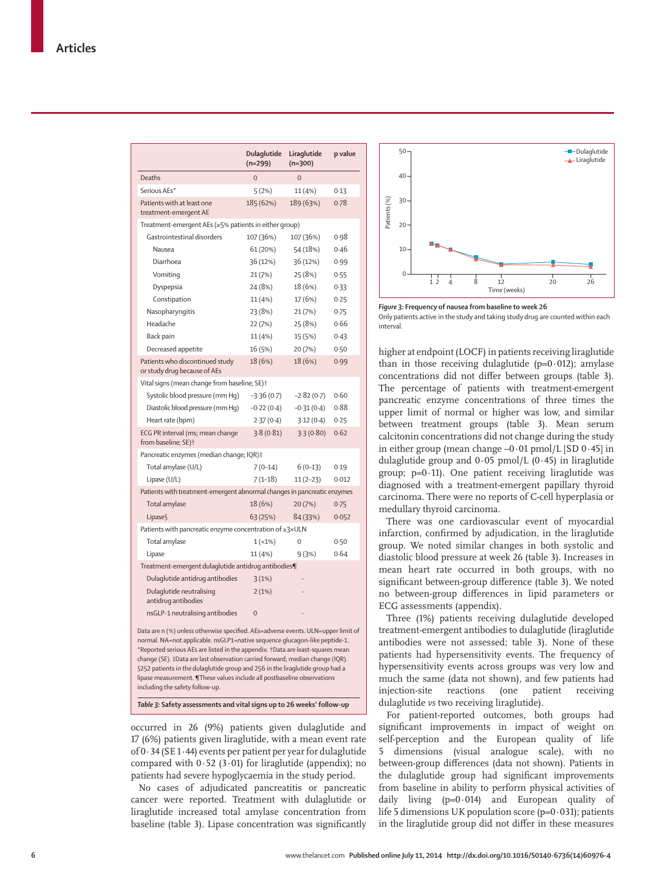| | Dulaglutide (n=299) | Liraglutide (n=300) | p value |
|---|---|---|---|
| Deaths | 0 | 0 | |
| Serious AEs* | 5 (2%) | 11 (4%) | 0·13 |
| Patients with at least one treatment-emergent AE | 185 (62%) | 189 (63%) | 0·78 |
| Treatment-emergent AEs (≥5% patients in either group) | | | |
| Gastrointestinal disorders | 107 (36%) | 107 (36%) | 0·98 |
| Nausea | 61 (20%) | 54 (18%) | 0·46 |
| Diarrhoea | 36 (12%) | 36 (12%) | 0·99 |
| Vomiting | 21 (7%) | 25 (8%) | 0·55 |
| Dyspepsia | 24 (8%) | 18 (6%) | 0·33 |
| Constipation | 11 (4%) | 17 (6%) | 0·25 |
| Nasopharyngitis | 23 (8%) | 21 (7%) | 0·75 |
| Headache | 22 (7%) | 25 (8%) | 0·66 |
| Back pain | 11 (4%) | 15 (5%) | 0·43 |
| Decreased appetite | 16 (5%) | 20 (7%) | 0·50 |
| Patients who discontinued study or study drug because of AEs | 18 (6%) | 18 (6%) | 0·99 |
| Vital signs (mean change from baseline; SE)† | | | |
| Systolic blood pressure (mm Hg) | –3·36 (0·7) | –2·82 (0·7) | 0·60 |
| Diastolic blood pressure (mm Hg) | –0·22 (0·4) | –0·31 (0·4) | 0·88 |
| Heart rate (bpm) | 2·37 (0·4) | 3·12 (0·4) | 0·25 |
| ECG PR interval (ms; mean change from baseline; SE)† | 3·8 (0·81) | 3·3 (0·80) | 0·62 |
| Pancreatic enzymes (median change; IQR)‡ | | | |
| Total amylase (U/L) | 7 (0–14) | 6 (0–13) | 0·19 |
| Lipase (U/L) | 7 (1–18) | 11 (2–23) | 0·012 |
| Patients with treatment-emergent abnormal changes in pancreatic enzymes | | | |
| Total amylase | 18 (6%) | 20 (7%) | 0·75 |
| Lipase§ | 63 (25%) | 84 (33%) | 0·052 |
| Patients with pancreatic enzyme concentration of ≥3×ULN | | | |
| Total amylase | 1 (<1%) | 0 | 0·50 |
| Lipase | 11 (4%) | 9 (3%) | 0·64 |
| Treatment-emergent dulaglutide antidrug antibodies¶ | | | |
| Dulaglutide antidrug antibodies | 3 (1%) | .. | |
| Dulaglutide neutralising antidrug antibodies | 2 (1%) | .. | |
| nsGLP-1 neutralising antibodies | 0 | .. | |

Data are n (%) unless otherwise specified. AEs=adverse events. ULN=upper limit of normal. NA=not applicable. nsGLP1=native sequence glucagon-like peptide-1. *Reported serious AEs are listed in the appendix. †Data are least-squares mean change (SE). ‡Data are last observation carried forward, median change (IQR). §252 patients in the dulaglutide group and 256 in the liraglutide group had a lipase measurement. ¶These values include all postbaseline observations including the safety follow-up.

**Table 3: Safety assessments and vital signs up to 26 weeks' follow-up**

occurred in 26 (9%) patients given dulaglutide and 17 (6%) patients given liraglutide, with a mean event rate of 0·34 (SE 1·44) events per patient per year for dulaglutide compared with 0·52 (3·01) for liraglutide (appendix); no patients had severe hypoglycaemia in the study period.

No cases of adjudicated pancreatitis or pancreatic cancer were reported. Treatment with dulaglutide or liraglutide increased total amylase concentration from baseline (table 3). Lipase concentration was significantly higher at endpoint (LOCF) in patients receiving liraglutide than in those receiving dulaglutide (p=0·012); amylase concentrations did not differ between groups (table 3). The percentage of patients with treatment-emergent pancreatic enzyme concentrations of three times the upper limit of normal or higher was low, and similar between treatment groups (table 3). Mean serum calcitonin concentrations did not change during the study in either group (mean change –0·01 pmol/L [SD 0·45] in dulaglutide group and 0·05 pmol/L (0·45) in liraglutide group; p=0·11). One patient receiving liraglutide was diagnosed with a treatment-emergent papillary thyroid carcinoma. There were no reports of C-cell hyperplasia or medullary thyroid carcinoma.

There was one cardiovascular event of myocardial infarction, confirmed by adjudication, in the liraglutide group. We noted similar changes in both systolic and diastolic blood pressure at week 26 (table 3). Increases in mean heart rate occurred in both groups, with no significant between-group difference (table 3). We noted no between-group differences in lipid parameters or ECG assessments (appendix).

Three (1%) patients receiving dulaglutide developed treatment-emergent antibodies to dulaglutide (liraglutide antibodies were not assessed; table 3). None of these patients had hypersensitivity events. The frequency of hypersensitivity events across groups was very low and much the same (data not shown), and few patients had injection-site reactions (one patient receiving dulaglutide *vs* two receiving liraglutide).

For patient-reported outcomes, both groups had significant improvements in impact of weight on self-perception and the European quality of life 5 dimensions (visual analogue scale), with no between-group differences (data not shown). Patients in the dulaglutide group had significant improvements from baseline in ability to perform physical activities of daily living (p=0·014) and European quality of life 5 dimensions UK population score (p=0·031); patients in the liraglutide group did not differ in these measures

**Figure 3: Frequency of nausea from baseline to week 26**

Only patients active in the study and taking study drug are counted within each interval.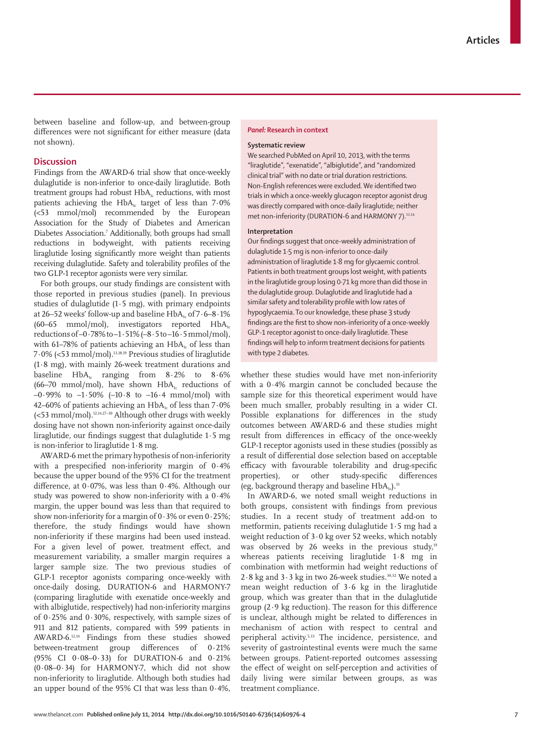between baseline and follow-up, and between-group differences were not significant for either measure (data not shown).

## Discussion

Findings from the AWARD-6 trial show that once-weekly dulaglutide is non-inferior to once-daily liraglutide. Both treatment groups had robust $HbA_{1c}$ reductions, with most patients achieving the $HbA_{1c}$ target of less than 7·0% (<53 mmol/mol) recommended by the European Association for the Study of Diabetes and American Diabetes Association.[7] Additionally, both groups had small reductions in bodyweight, with patients receiving liraglutide losing significantly more weight than patients receiving dulaglutide. Safety and tolerability profiles of the two GLP-1 receptor agonists were very similar.

For both groups, our study findings are consistent with those reported in previous studies (panel). In previous studies of dulaglutide (1·5 mg), with primary endpoints at 26–52 weeks' follow-up and baseline $HbA_{1c}$ of 7·6–8·1% (60–65 mmol/mol), investigators reported $HbA_{1c}$ reductions of –0·78% to –1·51% (–8·5 to –16·5 mmol/mol), with 61–78% of patients achieving an $HbA_{1c}$ of less than 7·0% (<53 mmol/mol).[13,18,19] Previous studies of liraglutide (1·8 mg), with mainly 26-week treatment durations and baseline $HbA_{1c}$ ranging from 8·2% to 8·6% (66–70 mmol/mol), have shown $HbA_{1c}$ reductions of –0·99% to –1·50% (–10·8 to –16·4 mmol/mol) with 42–60% of patients achieving an $HbA_{1c}$ of less than 7·0% (<53 mmol/mol).[12,14,27–30] Although other drugs with weekly dosing have not shown non-inferiority against once-daily liraglutide, our findings suggest that dulaglutide 1·5 mg is non-inferior to liraglutide 1·8 mg.

AWARD-6 met the primary hypothesis of non-inferiority with a prespecified non-inferiority margin of 0·4% because the upper bound of the 95% CI for the treatment difference, at 0·07%, was less than 0·4%. Although our study was powered to show non-inferiority with a 0·4% margin, the upper bound was less than that required to show non-inferiority for a margin of 0·3% or even 0·25%; therefore, the study findings would have shown non-inferiority if these margins had been used instead. For a given level of power, treatment effect, and measurement variability, a smaller margin requires a larger sample size. The two previous studies of GLP-1 receptor agonists comparing once-weekly with once-daily dosing, DURATION-6 and HARMONY-7 (comparing liraglutide with exenatide once-weekly and with albiglutide, respectively) had non-inferiority margins of 0·25% and 0·30%, respectively, with sample sizes of 911 and 812 patients, compared with 599 patients in AWARD-6.[12,14] Findings from these studies showed between-treatment group differences of 0·21% (95% CI 0·08–0·33) for DURATION-6 and 0·21% (0·08–0·34) for HARMONY-7, which did not show non-inferiority to liraglutide. Although both studies had an upper bound of the 95% CI that was less than 0·4%, whether these studies would have met non-inferiority with a 0·4% margin cannot be concluded because the sample size for this theoretical experiment would have been much smaller, probably resulting in a wider CI. Possible explanations for differences in the study outcomes between AWARD-6 and these studies might result from differences in efficacy of the once-weekly GLP-1 receptor agonists used in these studies (possibly as a result of differential dose selection based on acceptable efficacy with favourable tolerability and drug-specific properties), or other study-specific differences (eg, background therapy and baseline $HbA_{1c}$).[31]

In AWARD-6, we noted small weight reductions in both groups, consistent with findings from previous studies. In a recent study of treatment add-on to metformin, patients receiving dulaglutide 1·5 mg had a weight reduction of 3·0 kg over 52 weeks, which notably was observed by 26 weeks in the previous study,[19] whereas patients receiving liraglutide 1·8 mg in combination with metformin had weight reductions of 2·8 kg and 3·3 kg in two 26-week studies.[30,32] We noted a mean weight reduction of 3·6 kg in the liraglutide group, which was greater than that in the dulaglutide group (2·9 kg reduction). The reason for this difference is unclear, although might be related to differences in mechanism of action with respect to central and peripheral activity.[5,33] The incidence, persistence, and severity of gastrointestinal events were much the same between groups. Patient-reported outcomes assessing the effect of weight on self-perception and activities of daily living were similar between groups, as was treatment compliance.

> ***Panel:* Research in context**
>
> **Systematic review**
>
> We searched PubMed on April 10, 2013, with the terms "liraglutide", "exenatide", "albiglutide", and "randomized clinical trial" with no date or trial duration restrictions. Non-English references were excluded. We identified two trials in which a once-weekly glucagon receptor agonist drug was directly compared with once-daily liraglutide; neither met non-inferiority (DURATION-6 and HARMONY 7).[12,14]
>
> **Interpretation**
>
> Our findings suggest that once-weekly administration of dulaglutide 1·5 mg is non-inferior to once-daily administration of liraglutide 1·8 mg for glycaemic control. Patients in both treatment groups lost weight, with patients in the liraglutide group losing 0·71 kg more than did those in the dulaglutide group. Dulaglutide and liraglutide had a similar safety and tolerability profile with low rates of hypoglycaemia. To our knowledge, these phase 3 study findings are the first to show non-inferiority of a once-weekly GLP-1 receptor agonist to once-daily liraglutide. These findings will help to inform treatment decisions for patients with type 2 diabetes.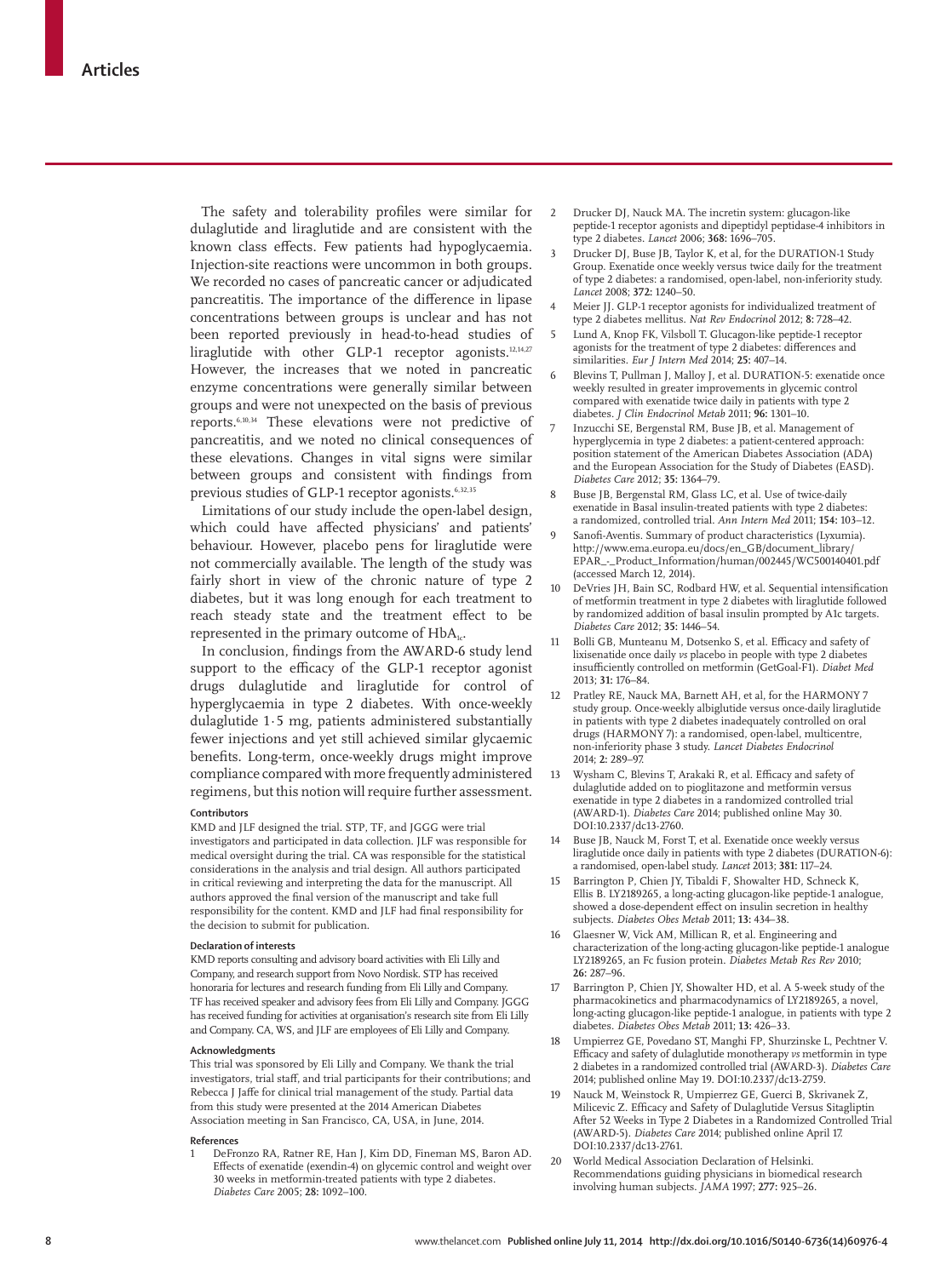The safety and tolerability profiles were similar for dulaglutide and liraglutide and are consistent with the known class effects. Few patients had hypoglycaemia. Injection-site reactions were uncommon in both groups. We recorded no cases of pancreatic cancer or adjudicated pancreatitis. The importance of the difference in lipase concentrations between groups is unclear and has not been reported previously in head-to-head studies of liraglutide with other GLP-1 receptor agonists.[12,14,27] However, the increases that we noted in pancreatic enzyme concentrations were generally similar between groups and were not unexpected on the basis of previous reports.[6,10,34] These elevations were not predictive of pancreatitis, and we noted no clinical consequences of these elevations. Changes in vital signs were similar between groups and consistent with findings from previous studies of GLP-1 receptor agonists.[6,32,35]

Limitations of our study include the open-label design, which could have affected physicians' and patients' behaviour. However, placebo pens for liraglutide were not commercially available. The length of the study was fairly short in view of the chronic nature of type 2 diabetes, but it was long enough for each treatment to reach steady state and the treatment effect to be represented in the primary outcome of $HbA_{1c}$.

In conclusion, findings from the AWARD-6 study lend support to the efficacy of the GLP-1 receptor agonist drugs dulaglutide and liraglutide for control of hyperglycaemia in type 2 diabetes. With once-weekly dulaglutide 1·5 mg, patients administered substantially fewer injections and yet still achieved similar glycaemic benefits. Long-term, once-weekly drugs might improve compliance compared with more frequently administered regimens, but this notion will require further assessment.

#### Contributors

KMD and JLF designed the trial. STP, TF, and JGGG were trial investigators and participated in data collection. JLF was responsible for medical oversight during the trial. CA was responsible for the statistical considerations in the analysis and trial design. All authors participated in critical reviewing and interpreting the data for the manuscript. All authors approved the final version of the manuscript and take full responsibility for the content. KMD and JLF had final responsibility for the decision to submit for publication.

#### Declaration of interests

KMD reports consulting and advisory board activities with Eli Lilly and Company, and research support from Novo Nordisk. STP has received honoraria for lectures and research funding from Eli Lilly and Company. TF has received speaker and advisory fees from Eli Lilly and Company. JGGG has received funding for activities at organisation's research site from Eli Lilly and Company. CA, WS, and JLF are employees of Eli Lilly and Company.

#### Acknowledgments

This trial was sponsored by Eli Lilly and Company. We thank the trial investigators, trial staff, and trial participants for their contributions; and Rebecca J Jaffe for clinical trial management of the study. Partial data from this study were presented at the 2014 American Diabetes Association meeting in San Francisco, CA, USA, in June, 2014.

#### References

1. DeFronzo RA, Ratner RE, Han J, Kim DD, Fineman MS, Baron AD. Effects of exenatide (exendin-4) on glycemic control and weight over 30 weeks in metformin-treated patients with type 2 diabetes. *Diabetes Care* 2005; **28:** 1092–100.
2. Drucker DJ, Nauck MA. The incretin system: glucagon-like peptide-1 receptor agonists and dipeptidyl peptidase-4 inhibitors in type 2 diabetes. *Lancet* 2006; **368:** 1696–705.
3. Drucker DJ, Buse JB, Taylor K, et al, for the DURATION-1 Study Group. Exenatide once weekly versus twice daily for the treatment of type 2 diabetes: a randomised, open-label, non-inferiority study. *Lancet* 2008; **372:** 1240–50.
4. Meier JJ. GLP-1 receptor agonists for individualized treatment of type 2 diabetes mellitus. *Nat Rev Endocrinol* 2012; **8:** 728–42.
5. Lund A, Knop FK, Vilsbǿll T. Glucagon-like peptide-1 receptor agonists for the treatment of type 2 diabetes: differences and similarities. *Eur J Intern Med* 2014; **25:** 407–14.
6. Blevins T, Pullman J, Malloy J, et al. DURATION-5: exenatide once weekly resulted in greater improvements in glycemic control compared with exenatide twice daily in patients with type 2 diabetes. *J Clin Endocrinol Metab* 2011; **96:** 1301–10.
7. Inzucchi SE, Bergenstal RM, Buse JB, et al. Management of hyperglycemia in type 2 diabetes: a patient-centered approach: position statement of the American Diabetes Association (ADA) and the European Association for the Study of Diabetes (EASD). *Diabetes Care* 2012; **35:** 1364–79.
8. Buse JB, Bergenstal RM, Glass LC, et al. Use of twice-daily exenatide in Basal insulin-treated patients with type 2 diabetes: a randomized, controlled trial. *Ann Intern Med* 2011; **154:** 103–12.
9. Sanofi-Aventis. Summary of product characteristics (Lyxumia). http://www.ema.europa.eu/docs/en_GB/document_library/EPAR_-_Product_Information/human/002445/WC500140401.pdf (accessed March 12, 2014).
10. DeVries JH, Bain SC, Rodbard HW, et al. Sequential intensification of metformin treatment in type 2 diabetes with liraglutide followed by randomized addition of basal insulin prompted by A1c targets. *Diabetes Care* 2012; **35:** 1446–54.
11. Bolli GB, Munteanu M, Dotsenko S, et al. Efficacy and safety of lixisenatide once daily *vs* placebo in people with type 2 diabetes insufficiently controlled on metformin (GetGoal-F1). *Diabet Med* 2013; **31:** 176–84.
12. Pratley RE, Nauck MA, Barnett AH, et al, for the HARMONY 7 study group. Once-weekly albiglutide versus once-daily liraglutide in patients with type 2 diabetes inadequately controlled on oral drugs (HARMONY 7): a randomised, open-label, multicentre, non-inferiority phase 3 study. *Lancet Diabetes Endocrinol* 2014; **2:** 289–97.
13. Wysham C, Blevins T, Arakaki R, et al. Efficacy and safety of dulaglutide added on to pioglitazone and metformin versus exenatide in type 2 diabetes in a randomized controlled trial (AWARD-1). *Diabetes Care* 2014; published online May 30. DOI:10.2337/dc13-2760.
14. Buse JB, Nauck M, Forst T, et al. Exenatide once weekly versus liraglutide once daily in patients with type 2 diabetes (DURATION-6): a randomised, open-label study. *Lancet* 2013; **381:** 117–24.
15. Barrington P, Chien JY, Tibaldi F, Showalter HD, Schneck K, Ellis B. LY2189265, a long-acting glucagon-like peptide-1 analogue, showed a dose-dependent effect on insulin secretion in healthy subjects. *Diabetes Obes Metab* 2011; **13:** 434–38.
16. Glaesner W, Vick AM, Millican R, et al. Engineering and characterization of the long-acting glucagon-like peptide-1 analogue LY2189265, an Fc fusion protein. *Diabetes Metab Res Rev* 2010; **26:** 287–96.
17. Barrington P, Chien JY, Showalter HD, et al. A 5-week study of the pharmacokinetics and pharmacodynamics of LY2189265, a novel, long-acting glucagon-like peptide-1 analogue, in patients with type 2 diabetes. *Diabetes Obes Metab* 2011; **13:** 426–33.
18. Umpierrez GE, Povedano ST, Manghi FP, Shurzinske L, Pechtner V. Efficacy and safety of dulaglutide monotherapy *vs* metformin in type 2 diabetes in a randomized controlled trial (AWARD-3). *Diabetes Care* 2014; published online May 19. DOI:10.2337/dc13-2759.
19. Nauck M, Weinstock R, Umpierrez GE, Guerci B, Skrivanek Z, Milicevic Z. Efficacy and Safety of Dulaglutide Versus Sitagliptin After 52 Weeks in Type 2 Diabetes in a Randomized Controlled Trial (AWARD-5). *Diabetes Care* 2014; published online April 17. DOI:10.2337/dc13-2761.
20. World Medical Association Declaration of Helsinki. Recommendations guiding physicians in biomedical research involving human subjects. *JAMA* 1997; **277:** 925–26.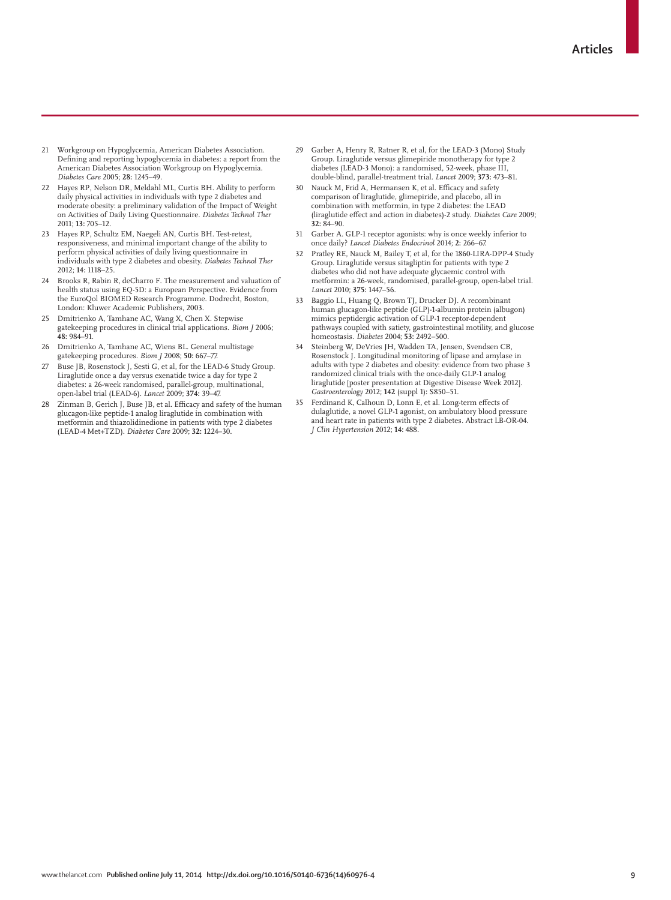21 Workgroup on Hypoglycemia, American Diabetes Association. Defining and reporting hypoglycemia in diabetes: a report from the American Diabetes Association Workgroup on Hypoglycemia. *Diabetes Care* 2005; **28:** 1245–49.

22 Hayes RP, Nelson DR, Meldahl ML, Curtis BH. Ability to perform daily physical activities in individuals with type 2 diabetes and moderate obesity: a preliminary validation of the Impact of Weight on Activities of Daily Living Questionnaire. *Diabetes Technol Ther* 2011; **13:** 705–12.

23 Hayes RP, Schultz EM, Naegeli AN, Curtis BH. Test-retest, responsiveness, and minimal important change of the ability to perform physical activities of daily living questionnaire in individuals with type 2 diabetes and obesity. *Diabetes Technol Ther* 2012; **14:** 1118–25.

24 Brooks R, Rabin R, deCharro F. The measurement and valuation of health status using EQ-5D: a European Perspective. Evidence from the EuroQol BIOMED Research Programme. Dodrecht, Boston, London: Kluwer Academic Publishers, 2003.

25 Dmitrienko A, Tamhane AC, Wang X, Chen X. Stepwise gatekeeping procedures in clinical trial applications. *Biom J* 2006; **48:** 984–91.

26 Dmitrienko A, Tamhane AC, Wiens BL. General multistage gatekeeping procedures. *Biom J* 2008; **50:** 667–77.

27 Buse JB, Rosenstock J, Sesti G, et al, for the LEAD-6 Study Group. Liraglutide once a day versus exenatide twice a day for type 2 diabetes: a 26-week randomised, parallel-group, multinational, open-label trial (LEAD-6). *Lancet* 2009; **374:** 39–47.

28 Zinman B, Gerich J, Buse JB, et al. Efficacy and safety of the human glucagon-like peptide-1 analog liraglutide in combination with metformin and thiazolidinedione in patients with type 2 diabetes (LEAD-4 Met+TZD). *Diabetes Care* 2009; **32:** 1224–30.

29 Garber A, Henry R, Ratner R, et al, for the LEAD-3 (Mono) Study Group. Liraglutide versus glimepiride monotherapy for type 2 diabetes (LEAD-3 Mono): a randomised, 52-week, phase III, double-blind, parallel-treatment trial. *Lancet* 2009; **373:** 473–81.

30 Nauck M, Frid A, Hermansen K, et al. Efficacy and safety comparison of liraglutide, glimepiride, and placebo, all in combination with metformin, in type 2 diabetes: the LEAD (liraglutide effect and action in diabetes)-2 study. *Diabetes Care* 2009; **32:** 84–90.

31 Garber A. GLP-1 receptor agonists: why is once weekly inferior to once daily? *Lancet Diabetes Endocrinol* 2014; **2:** 266–67.

32 Pratley RE, Nauck M, Bailey T, et al, for the 1860-LIRA-DPP-4 Study Group. Liraglutide versus sitagliptin for patients with type 2 diabetes who did not have adequate glycaemic control with metformin: a 26-week, randomised, parallel-group, open-label trial. *Lancet* 2010; **375:** 1447–56.

33 Baggio LL, Huang Q, Brown TJ, Drucker DJ. A recombinant human glucagon-like peptide (GLP)-1-albumin protein (albugon) mimics peptidergic activation of GLP-1 receptor-dependent pathways coupled with satiety, gastrointestinal motility, and glucose homeostasis. *Diabetes* 2004; **53:** 2492–500.

34 Steinberg W, DeVries JH, Wadden TA, Jensen, Svendsen CB, Rosenstock J. Longitudinal monitoring of lipase and amylase in adults with type 2 diabetes and obesity: evidence from two phase 3 randomized clinical trials with the once-daily GLP-1 analog liraglutide [poster presentation at Digestive Disease Week 2012]. *Gastroenterology* 2012; **142** (suppl 1)**:** S850–51.

35 Ferdinand K, Calhoun D, Lonn E, et al. Long-term effects of dulaglutide, a novel GLP-1 agonist, on ambulatory blood pressure and heart rate in patients with type 2 diabetes. Abstract LB-OR-04. *J Clin Hypertension* 2012; **14:** 488.